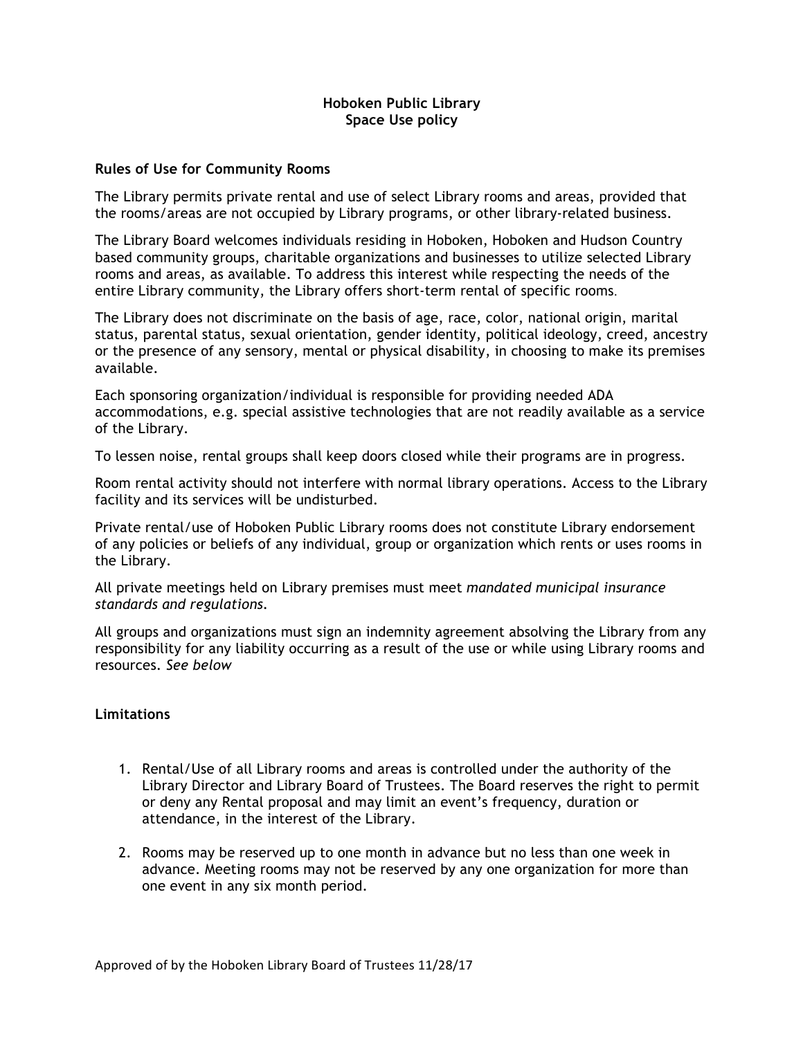# Hoboken Public Library
## Space Use policy

### Rules of Use for Community Rooms

The Library permits private rental and use of select Library rooms and areas, provided that the rooms/areas are not occupied by Library programs, or other library-related business.

The Library Board welcomes individuals residing in Hoboken, Hoboken and Hudson Country based community groups, charitable organizations and businesses to utilize selected Library rooms and areas, as available. To address this interest while respecting the needs of the entire Library community, the Library offers short-term rental of specific rooms.

The Library does not discriminate on the basis of age, race, color, national origin, marital status, parental status, sexual orientation, gender identity, political ideology, creed, ancestry or the presence of any sensory, mental or physical disability, in choosing to make its premises available.

Each sponsoring organization/individual is responsible for providing needed ADA accommodations, e.g. special assistive technologies that are not readily available as a service of the Library.

To lessen noise, rental groups shall keep doors closed while their programs are in progress.

Room rental activity should not interfere with normal library operations. Access to the Library facility and its services will be undisturbed.

Private rental/use of Hoboken Public Library rooms does not constitute Library endorsement of any policies or beliefs of any individual, group or organization which rents or uses rooms in the Library.

All private meetings held on Library premises must meet *mandated municipal insurance standards and regulations.*

All groups and organizations must sign an indemnity agreement absolving the Library from any responsibility for any liability occurring as a result of the use or while using Library rooms and resources. *See below*

### Limitations

1. Rental/Use of all Library rooms and areas is controlled under the authority of the Library Director and Library Board of Trustees. The Board reserves the right to permit or deny any Rental proposal and may limit an event's frequency, duration or attendance, in the interest of the Library.

2. Rooms may be reserved up to one month in advance but no less than one week in advance. Meeting rooms may not be reserved by any one organization for more than one event in any six month period.

Approved of by the Hoboken Library Board of Trustees 11/28/17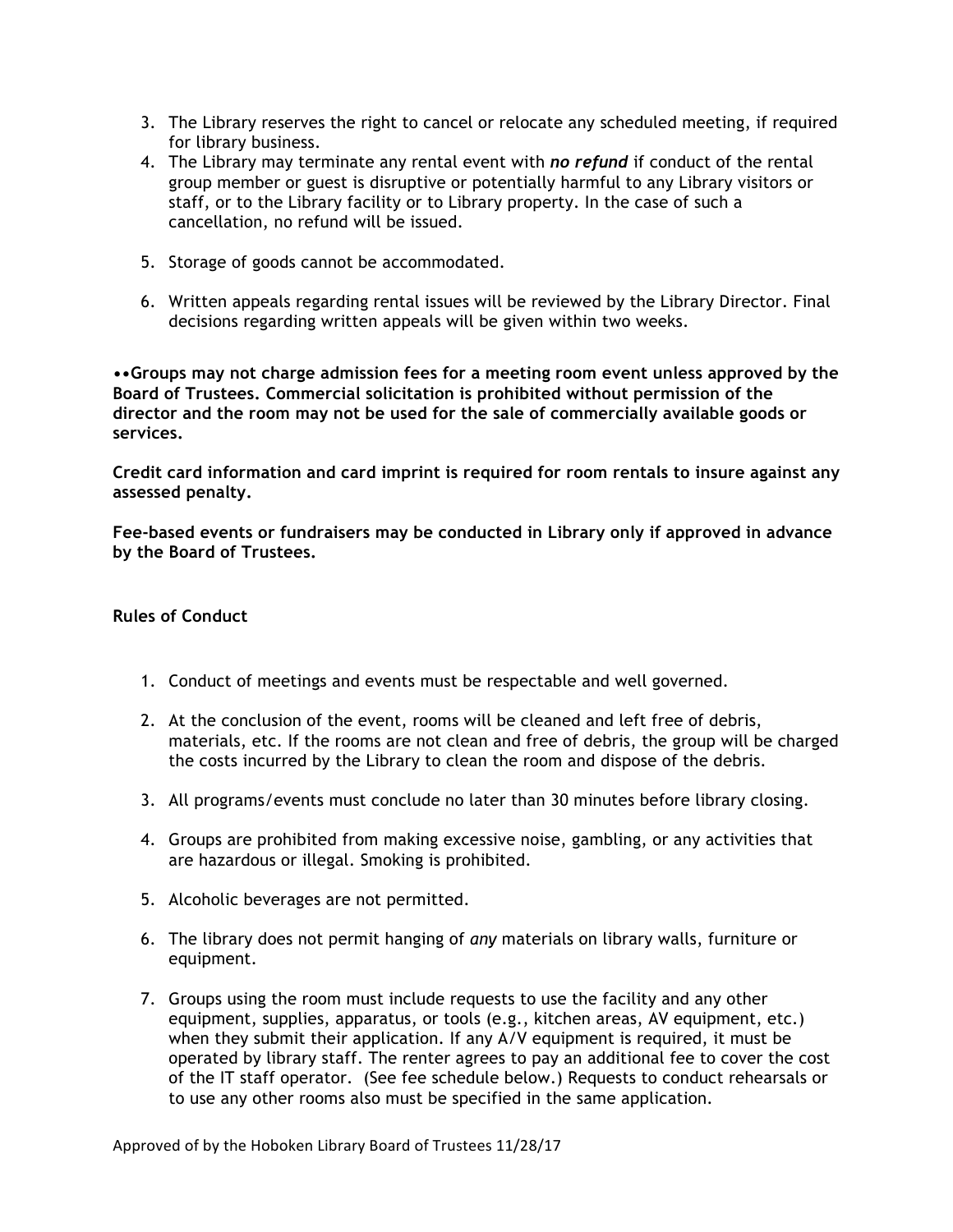3. The Library reserves the right to cancel or relocate any scheduled meeting, if required for library business.
4. The Library may terminate any rental event with ***no refund*** if conduct of the rental group member or guest is disruptive or potentially harmful to any Library visitors or staff, or to the Library facility or to Library property. In the case of such a cancellation, no refund will be issued.
5. Storage of goods cannot be accommodated.
6. Written appeals regarding rental issues will be reviewed by the Library Director. Final decisions regarding written appeals will be given within two weeks.

**••Groups may not charge admission fees for a meeting room event unless approved by the Board of Trustees. Commercial solicitation is prohibited without permission of the director and the room may not be used for the sale of commercially available goods or services.**

**Credit card information and card imprint is required for room rentals to insure against any assessed penalty.**

**Fee-based events or fundraisers may be conducted in Library only if approved in advance by the Board of Trustees.**

**Rules of Conduct**

1. Conduct of meetings and events must be respectable and well governed.
2. At the conclusion of the event, rooms will be cleaned and left free of debris, materials, etc. If the rooms are not clean and free of debris, the group will be charged the costs incurred by the Library to clean the room and dispose of the debris.
3. All programs/events must conclude no later than 30 minutes before library closing.
4. Groups are prohibited from making excessive noise, gambling, or any activities that are hazardous or illegal. Smoking is prohibited.
5. Alcoholic beverages are not permitted.
6. The library does not permit hanging of *any* materials on library walls, furniture or equipment.
7. Groups using the room must include requests to use the facility and any other equipment, supplies, apparatus, or tools (e.g., kitchen areas, AV equipment, etc.) when they submit their application. If any A/V equipment is required, it must be operated by library staff. The renter agrees to pay an additional fee to cover the cost of the IT staff operator. (See fee schedule below.) Requests to conduct rehearsals or to use any other rooms also must be specified in the same application.

Approved of by the Hoboken Library Board of Trustees 11/28/17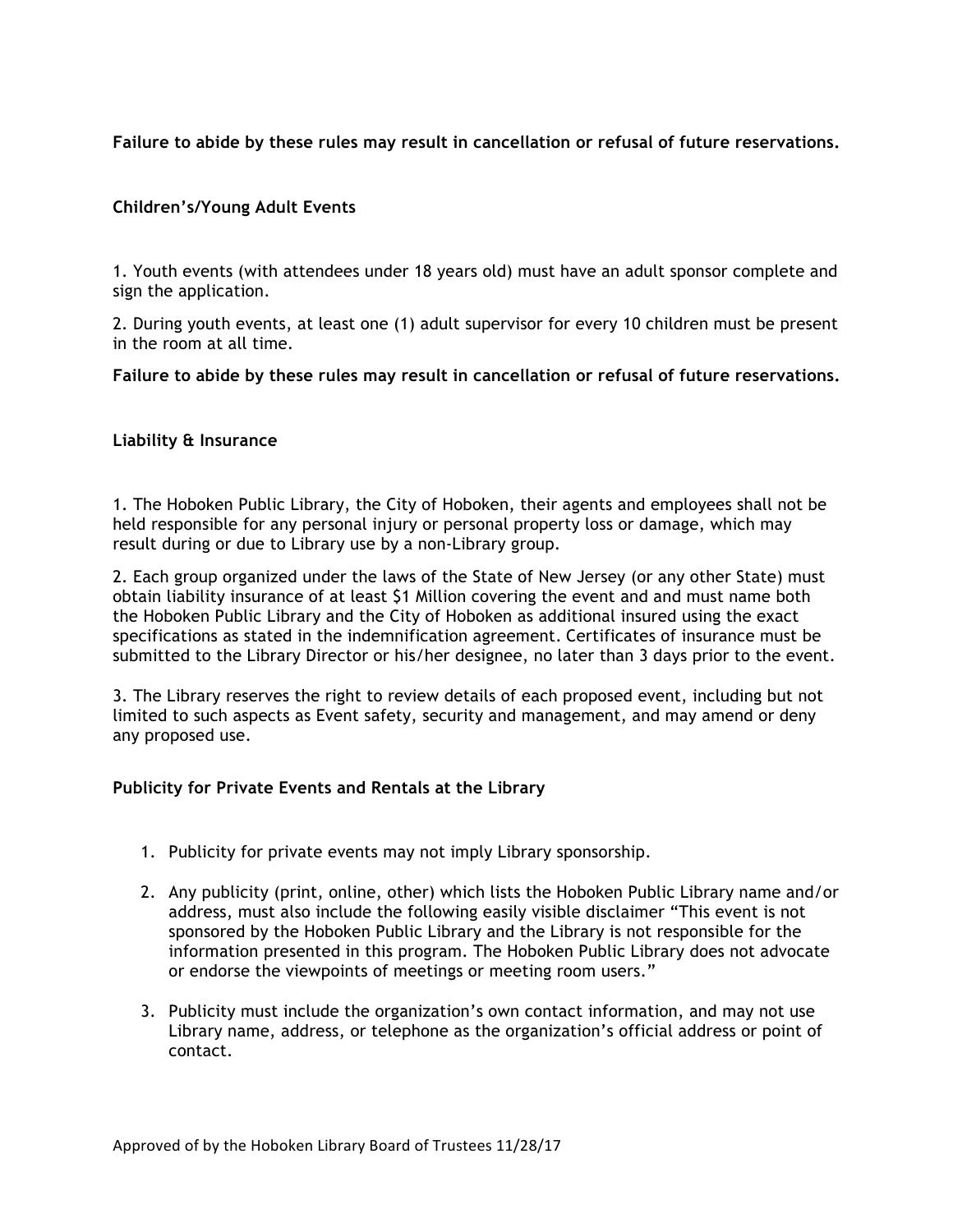**Failure to abide by these rules may result in cancellation or refusal of future reservations.**

**Children's/Young Adult Events**

1. Youth events (with attendees under 18 years old) must have an adult sponsor complete and sign the application.

2. During youth events, at least one (1) adult supervisor for every 10 children must be present in the room at all time.

**Failure to abide by these rules may result in cancellation or refusal of future reservations.**

**Liability & Insurance**

1. The Hoboken Public Library, the City of Hoboken, their agents and employees shall not be held responsible for any personal injury or personal property loss or damage, which may result during or due to Library use by a non-Library group.

2. Each group organized under the laws of the State of New Jersey (or any other State) must obtain liability insurance of at least $1 Million covering the event and and must name both the Hoboken Public Library and the City of Hoboken as additional insured using the exact specifications as stated in the indemnification agreement. Certificates of insurance must be submitted to the Library Director or his/her designee, no later than 3 days prior to the event.

3. The Library reserves the right to review details of each proposed event, including but not limited to such aspects as Event safety, security and management, and may amend or deny any proposed use.

**Publicity for Private Events and Rentals at the Library**

1. Publicity for private events may not imply Library sponsorship.
2. Any publicity (print, online, other) which lists the Hoboken Public Library name and/or address, must also include the following easily visible disclaimer "This event is not sponsored by the Hoboken Public Library and the Library is not responsible for the information presented in this program. The Hoboken Public Library does not advocate or endorse the viewpoints of meetings or meeting room users."
3. Publicity must include the organization's own contact information, and may not use Library name, address, or telephone as the organization's official address or point of contact.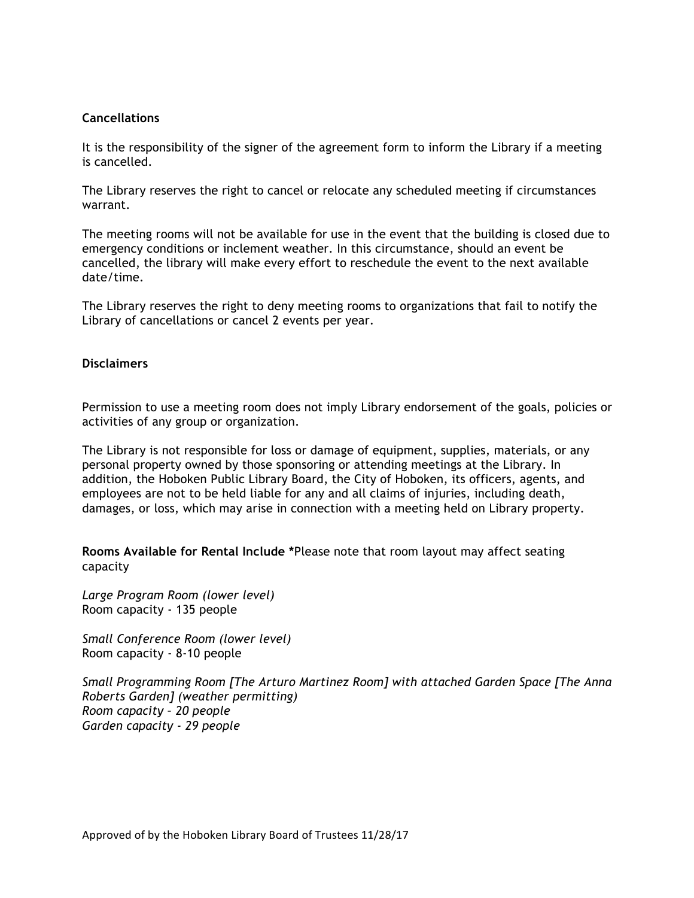**Cancellations**

It is the responsibility of the signer of the agreement form to inform the Library if a meeting is cancelled.

The Library reserves the right to cancel or relocate any scheduled meeting if circumstances warrant.

The meeting rooms will not be available for use in the event that the building is closed due to emergency conditions or inclement weather. In this circumstance, should an event be cancelled, the library will make every effort to reschedule the event to the next available date/time.

The Library reserves the right to deny meeting rooms to organizations that fail to notify the Library of cancellations or cancel 2 events per year.

**Disclaimers**

Permission to use a meeting room does not imply Library endorsement of the goals, policies or activities of any group or organization.

The Library is not responsible for loss or damage of equipment, supplies, materials, or any personal property owned by those sponsoring or attending meetings at the Library. In addition, the Hoboken Public Library Board, the City of Hoboken, its officers, agents, and employees are not to be held liable for any and all claims of injuries, including death, damages, or loss, which may arise in connection with a meeting held on Library property.

**Rooms Available for Rental Include** ***Please note that room layout may affect seating capacity

*Large Program Room (lower level)*
Room capacity - 135 people

*Small Conference Room (lower level)*
Room capacity - 8-10 people

*Small Programming Room [The Arturo Martinez Room] with attached Garden Space [The Anna Roberts Garden] (weather permitting)*
*Room capacity – 20 people*
*Garden capacity - 29 people*

Approved of by the Hoboken Library Board of Trustees 11/28/17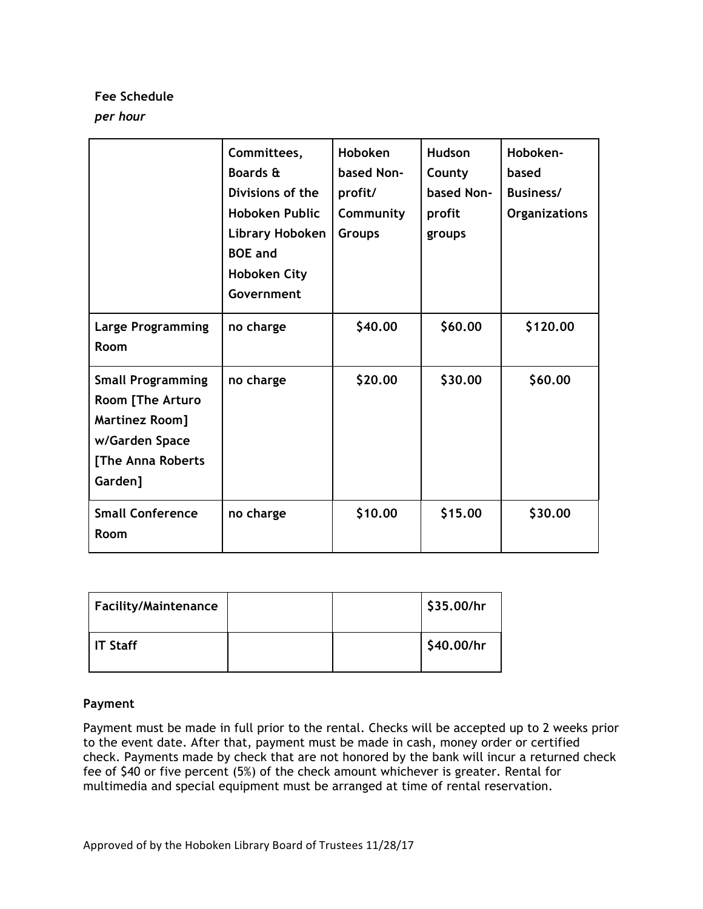**Fee Schedule**

***per hour***

| | Committees, Boards & Divisions of the Hoboken Public Library Hoboken BOE and Hoboken City Government | Hoboken based Non-profit/ Community Groups | Hudson County based Non-profit groups | Hoboken-based Business/ Organizations |
|---|---|---|---|---|
| **Large Programming Room** | no charge | $40.00 | $60.00 | $120.00 |
| **Small Programming Room [The Arturo Martinez Room] w/Garden Space [The Anna Roberts Garden]** | no charge | $20.00 | $30.00 | $60.00 |
| **Small Conference Room** | no charge | $10.00 | $15.00 | $30.00 |

| | | | |
|---|---|---|---|
| **Facility/Maintenance** | | | $35.00/hr |
| **IT Staff** | | | $40.00/hr |

**Payment**

Payment must be made in full prior to the rental. Checks will be accepted up to 2 weeks prior to the event date. After that, payment must be made in cash, money order or certified check. Payments made by check that are not honored by the bank will incur a returned check fee of $40 or five percent (5%) of the check amount whichever is greater. Rental for multimedia and special equipment must be arranged at time of rental reservation.

Approved of by the Hoboken Library Board of Trustees 11/28/17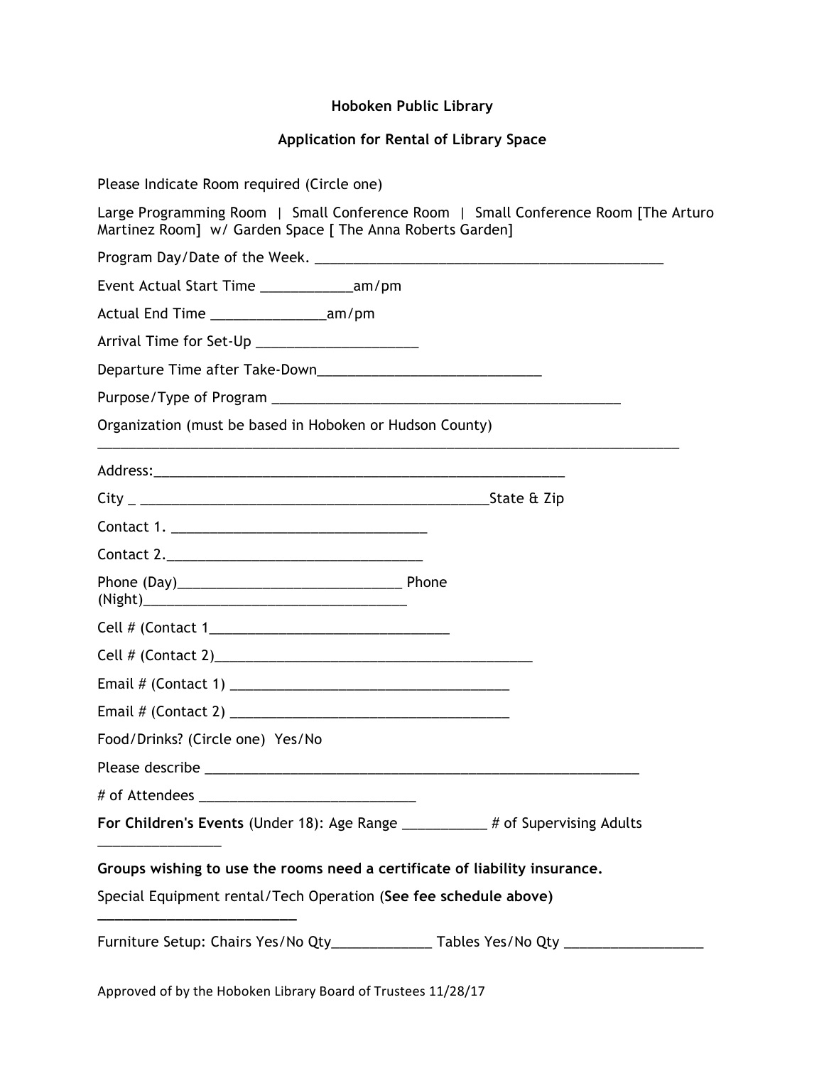**Hoboken Public Library**

**Application for Rental of Library Space**

Please Indicate Room required (Circle one)

Large Programming Room | Small Conference Room | Small Conference Room [The Arturo Martinez Room] w/ Garden Space [ The Anna Roberts Garden]

Program Day/Date of the Week. _______________________________________________

Event Actual Start Time ____________am/pm

Actual End Time _______________am/pm

Arrival Time for Set-Up _____________________

Departure Time after Take-Down_____________________________

Purpose/Type of Program ______________________________________________

Organization (must be based in Hoboken or Hudson County) ______________________________________________________________________________

Address:________________________________________________________

City _ _______________________________________________State & Zip

Contact 1. __________________________________

Contact 2.__________________________________

Phone (Day)______________________________ Phone (Night)__________________________________

Cell # (Contact 1________________________________

Cell # (Contact 2)__________________________________________

Email # (Contact 1) _____________________________________

Email # (Contact 2) _____________________________________

Food/Drinks? (Circle one) Yes/No

Please describe ___________________________________________________________

# of Attendees _____________________________

**For Children's Events** (Under 18): Age Range ___________ # of Supervising Adults ________________

**Groups wishing to use the rooms need a certificate of liability insurance.**

Special Equipment rental/Tech Operation (**See fee schedule above)** __________________________

Furniture Setup: Chairs Yes/No Qty_____________ Tables Yes/No Qty __________________

Approved of by the Hoboken Library Board of Trustees 11/28/17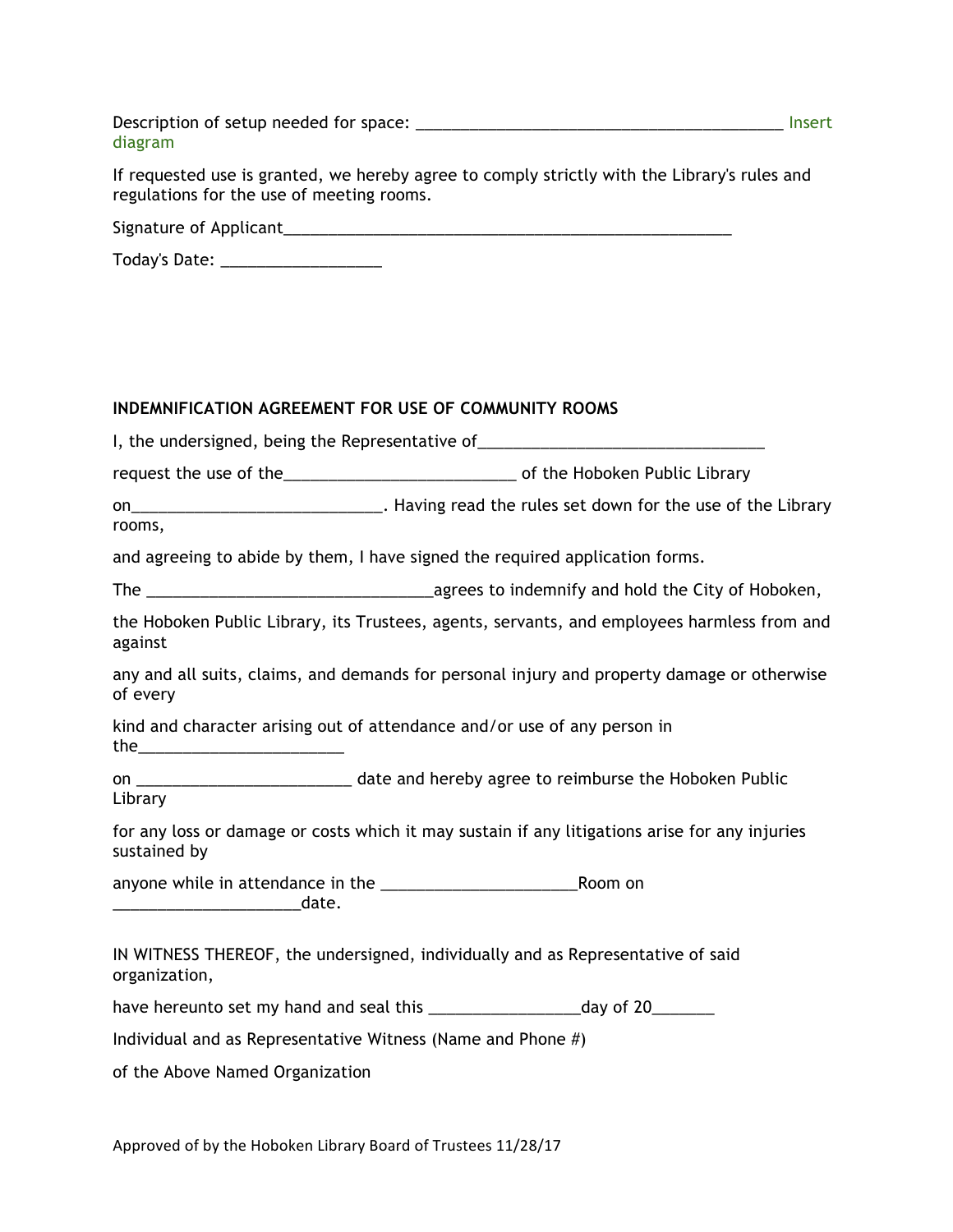Description of setup needed for space: ___________________________________________ Insert diagram

If requested use is granted, we hereby agree to comply strictly with the Library's rules and regulations for the use of meeting rooms.

Signature of Applicant_____________________________________________________

Today's Date: __________________

**INDEMNIFICATION AGREEMENT FOR USE OF COMMUNITY ROOMS**

I, the undersigned, being the Representative of________________________________

request the use of the__________________________ of the Hoboken Public Library

on____________________________. Having read the rules set down for the use of the Library rooms,

and agreeing to abide by them, I have signed the required application forms.

The ________________________________agrees to indemnify and hold the City of Hoboken,

the Hoboken Public Library, its Trustees, agents, servants, and employees harmless from and against

any and all suits, claims, and demands for personal injury and property damage or otherwise of every

kind and character arising out of attendance and/or use of any person in the______________________

on ________________________ date and hereby agree to reimburse the Hoboken Public Library

for any loss or damage or costs which it may sustain if any litigations arise for any injuries sustained by

anyone while in attendance in the ______________________Room on _____________________date.

IN WITNESS THEREOF, the undersigned, individually and as Representative of said organization,

have hereunto set my hand and seal this _________________day of 20_______

Individual and as Representative Witness (Name and Phone #)

of the Above Named Organization

Approved of by the Hoboken Library Board of Trustees 11/28/17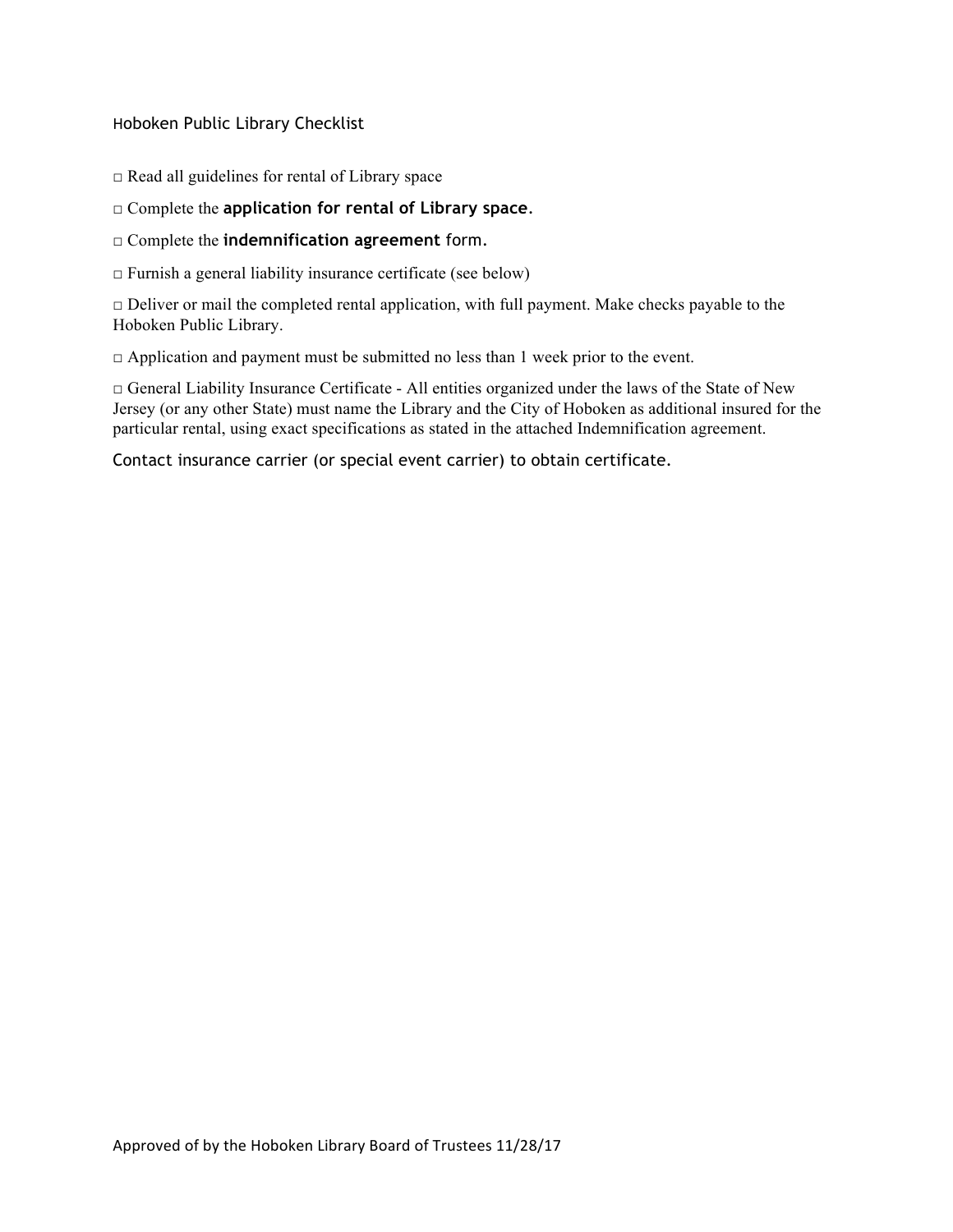Hoboken Public Library Checklist

□ Read all guidelines for rental of Library space

□ Complete the **application for rental of Library space**.

□ Complete the **indemnification agreement** form.

□ Furnish a general liability insurance certificate (see below)

□ Deliver or mail the completed rental application, with full payment. Make checks payable to the Hoboken Public Library.

□ Application and payment must be submitted no less than 1 week prior to the event.

□ General Liability Insurance Certificate - All entities organized under the laws of the State of New Jersey (or any other State) must name the Library and the City of Hoboken as additional insured for the particular rental, using exact specifications as stated in the attached Indemnification agreement.

Contact insurance carrier (or special event carrier) to obtain certificate.

Approved of by the Hoboken Library Board of Trustees 11/28/17